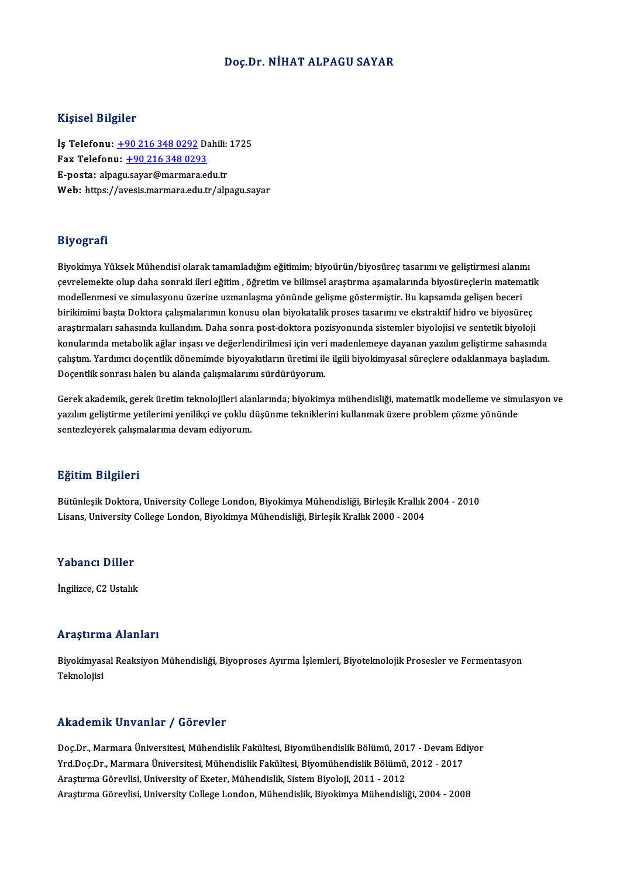# Doç.Dr. NİHAT ALPAGU SAYAR

## Kişisel Bilgiler

**İş Telefonu:** +90 216 348 0292 Dahili: 1725
**Fax Telefonu:** +90 216 348 0293
**E-posta:** alpagu.sayar@marmara.edu.tr
**Web:** https://avesis.marmara.edu.tr/alpagu.sayar

## Biyografi

Biyokimya Yüksek Mühendisi olarak tamamladığım eğitimim; biyoürün/biyosüreç tasarımı ve geliştirmesi alanını çevrelemekte olup daha sonraki ileri eğitim , öğretim ve bilimsel araştırma aşamalarında biyosüreçlerin matematik modellenmesi ve simulasyonu üzerine uzmanlaşma yönünde gelişme göstermiştir. Bu kapsamda gelişen beceri birikimimi başta Doktora çalışmalarımın konusu olan biyokatalik proses tasarımı ve ekstraktif hidro ve biyosüreç araştırmaları sahasında kullandım. Daha sonra post-doktora pozisyonunda sistemler biyolojisi ve sentetik biyoloji konularında metabolik ağlar inşası ve değerlendirilmesi için veri madenlemeye dayanan yazılım geliştirme sahasında çalıştım. Yardımcı doçentlik dönemimde biyoyakıtların üretimi ile ilgili biyokimyasal süreçlere odaklanmaya başladım. Doçentlik sonrası halen bu alanda çalışmalarımı sürdürüyorum.

Gerek akademik, gerek üretim teknolojileri alanlarında; biyokimya mühendisliği, matematik modelleme ve simulasyon ve yazılım geliştirme yetilerimi yenilikçi ve çoklu düşünme tekniklerini kullanmak üzere problem çözme yönünde sentezleyerek çalışmalarıma devam ediyorum.

## Eğitim Bilgileri

Bütünleşik Doktora, University College London, Biyokimya Mühendisliği, Birleşik Krallık 2004 - 2010
Lisans, University College London, Biyokimya Mühendisliği, Birleşik Krallık 2000 - 2004

## Yabancı Diller

İngilizce, C2 Ustalık

## Araştırma Alanları

Biyokimyasal Reaksiyon Mühendisliği, Biyoproses Ayırma İşlemleri, Biyoteknolojik Prosesler ve Fermentasyon Teknolojisi

## Akademik Unvanlar / Görevler

Doç.Dr., Marmara Üniversitesi, Mühendislik Fakültesi, Biyomühendislik Bölümü, 2017 - Devam Ediyor
Yrd.Doç.Dr., Marmara Üniversitesi, Mühendislik Fakültesi, Biyomühendislik Bölümü, 2012 - 2017
Araştırma Görevlisi, University of Exeter, Mühendislik, Sistem Biyoloji, 2011 - 2012
Araştırma Görevlisi, University College London, Mühendislik, Biyokimya Mühendisliği, 2004 - 2008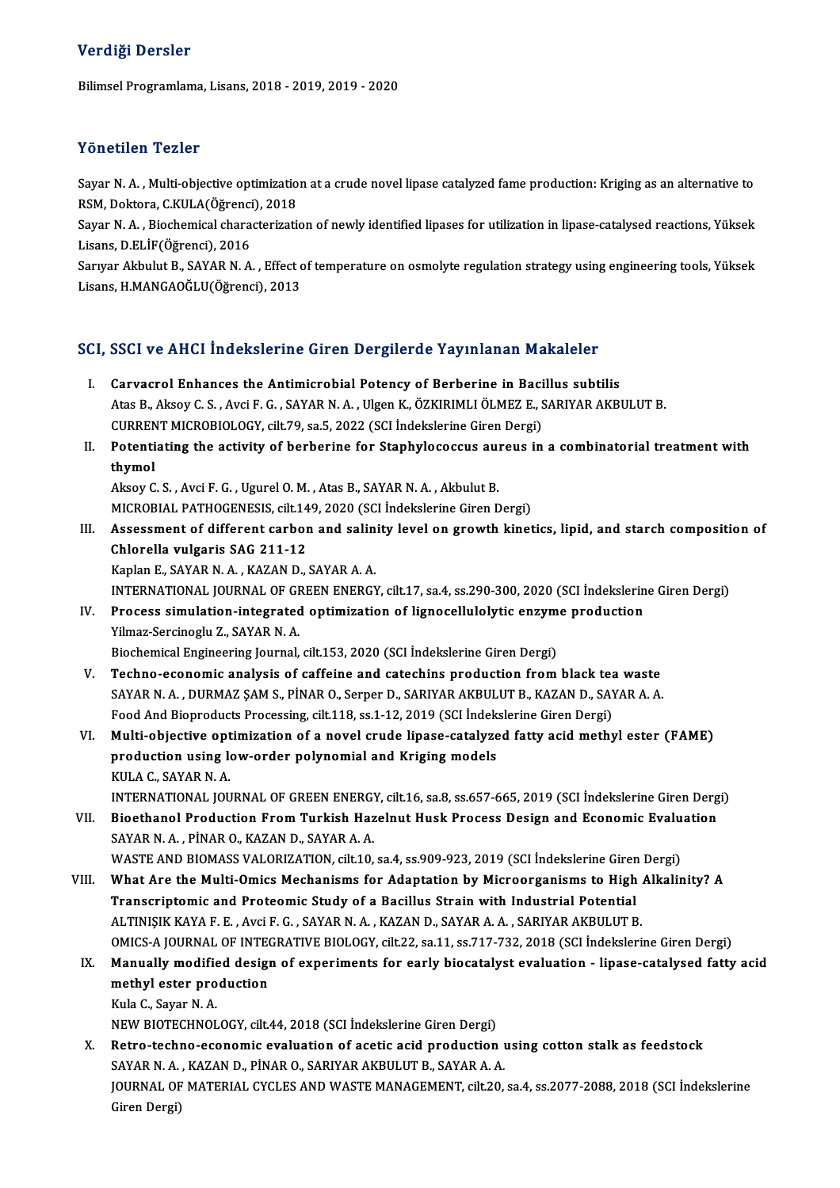## Verdiği Dersler

Bilimsel Programlama, Lisans, 2018 - 2019, 2019 - 2020

## Yönetilen Tezler

Sayar N. A. , Multi-objective optimization at a crude novel lipase catalyzed fame production: Kriging as an alternative to RSM, Doktora, C.KULA(Öğrenci), 2018

Sayar N. A. , Biochemical characterization of newly identified lipases for utilization in lipase-catalysed reactions, Yüksek Lisans, D.ELİF(Öğrenci), 2016

Sarıyar Akbulut B., SAYAR N. A. , Effect of temperature on osmolyte regulation strategy using engineering tools, Yüksek Lisans, H.MANGAOĞLU(Öğrenci), 2013

## SCI, SSCI ve AHCI İndekslerine Giren Dergilerde Yayınlanan Makaleler

I. **Carvacrol Enhances the Antimicrobial Potency of Berberine in Bacillus subtilis**
Atas B., Aksoy C. S. , Avci F. G. , SAYAR N. A. , Ulgen K., ÖZKIRIMLI ÖLMEZ E., SARIYAR AKBULUT B.
CURRENT MICROBIOLOGY, cilt.79, sa.5, 2022 (SCI İndekslerine Giren Dergi)

II. **Potentiating the activity of berberine for Staphylococcus aureus in a combinatorial treatment with thymol**
Aksoy C. S. , Avci F. G. , Ugurel O. M. , Atas B., SAYAR N. A. , Akbulut B.
MICROBIAL PATHOGENESIS, cilt.149, 2020 (SCI İndekslerine Giren Dergi)

III. **Assessment of different carbon and salinity level on growth kinetics, lipid, and starch composition of Chlorella vulgaris SAG 211-12**
Kaplan E., SAYAR N. A. , KAZAN D., SAYAR A. A.
INTERNATIONAL JOURNAL OF GREEN ENERGY, cilt.17, sa.4, ss.290-300, 2020 (SCI İndekslerine Giren Dergi)

IV. **Process simulation-integrated optimization of lignocellulolytic enzyme production**
Yilmaz-Sercinoglu Z., SAYAR N. A.
Biochemical Engineering Journal, cilt.153, 2020 (SCI İndekslerine Giren Dergi)

V. **Techno-economic analysis of caffeine and catechins production from black tea waste**
SAYAR N. A. , DURMAZ ŞAM S., PİNAR O., Serper D., SARIYAR AKBULUT B., KAZAN D., SAYAR A. A.
Food And Bioproducts Processing, cilt.118, ss.1-12, 2019 (SCI İndekslerine Giren Dergi)

VI. **Multi-objective optimization of a novel crude lipase-catalyzed fatty acid methyl ester (FAME) production using low-order polynomial and Kriging models**
KULA C., SAYAR N. A.
INTERNATIONAL JOURNAL OF GREEN ENERGY, cilt.16, sa.8, ss.657-665, 2019 (SCI İndekslerine Giren Dergi)

VII. **Bioethanol Production From Turkish Hazelnut Husk Process Design and Economic Evaluation**
SAYAR N. A. , PİNAR O., KAZAN D., SAYAR A. A.
WASTE AND BIOMASS VALORIZATION, cilt.10, sa.4, ss.909-923, 2019 (SCI İndekslerine Giren Dergi)

VIII. **What Are the Multi-Omics Mechanisms for Adaptation by Microorganisms to High Alkalinity? A Transcriptomic and Proteomic Study of a Bacillus Strain with Industrial Potential**
ALTINIŞIK KAYA F. E. , Avci F. G. , SAYAR N. A. , KAZAN D., SAYAR A. A. , SARIYAR AKBULUT B.
OMICS-A JOURNAL OF INTEGRATIVE BIOLOGY, cilt.22, sa.11, ss.717-732, 2018 (SCI İndekslerine Giren Dergi)

IX. **Manually modified design of experiments for early biocatalyst evaluation - lipase-catalysed fatty acid methyl ester production**
Kula C., Sayar N. A.
NEW BIOTECHNOLOGY, cilt.44, 2018 (SCI İndekslerine Giren Dergi)

X. **Retro-techno-economic evaluation of acetic acid production using cotton stalk as feedstock**
SAYAR N. A. , KAZAN D., PİNAR O., SARIYAR AKBULUT B., SAYAR A. A.
JOURNAL OF MATERIAL CYCLES AND WASTE MANAGEMENT, cilt.20, sa.4, ss.2077-2088, 2018 (SCI İndekslerine Giren Dergi)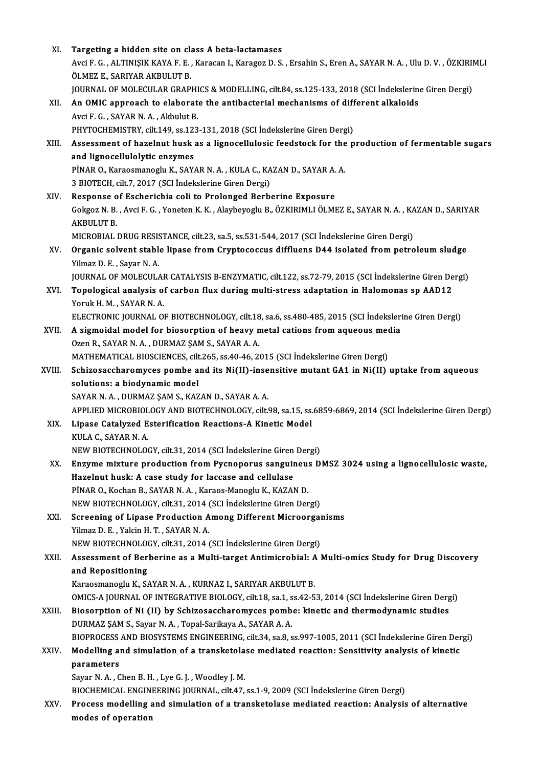XI. **Targeting a hidden site on class A beta-lactamases**
Avci F. G. , ALTINIŞIK KAYA F. E. , Karacan I., Karagoz D. S. , Ersahin S., Eren A., SAYAR N. A. , Ulu D. V. , ÖZKIRIMLI ÖLMEZ E., SARIYAR AKBULUT B.
JOURNAL OF MOLECULAR GRAPHICS & MODELLING, cilt.84, ss.125-133, 2018 (SCI İndekslerine Giren Dergi)

XII. **An OMIC approach to elaborate the antibacterial mechanisms of different alkaloids**
Avci F. G. , SAYAR N. A. , Akbulut B.
PHYTOCHEMISTRY, cilt.149, ss.123-131, 2018 (SCI İndekslerine Giren Dergi)

XIII. **Assessment of hazelnut husk as a lignocellulosic feedstock for the production of fermentable sugars and lignocellulolytic enzymes**
PİNAR O., Karaosmanoglu K., SAYAR N. A. , KULA C., KAZAN D., SAYAR A. A.
3 BIOTECH, cilt.7, 2017 (SCI İndekslerine Giren Dergi)

XIV. **Response of Escherichia coli to Prolonged Berberine Exposure**
Gokgoz N. B. , Avci F. G. , Yoneten K. K. , Alaybeyoglu B., ÖZKIRIMLI ÖLMEZ E., SAYAR N. A. , KAZAN D., SARIYAR AKBULUT B.
MICROBIAL DRUG RESISTANCE, cilt.23, sa.5, ss.531-544, 2017 (SCI İndekslerine Giren Dergi)

XV. **Organic solvent stable lipase from Cryptococcus diffluens D44 isolated from petroleum sludge**
Yilmaz D. E. , Sayar N. A.
JOURNAL OF MOLECULAR CATALYSIS B-ENZYMATIC, cilt.122, ss.72-79, 2015 (SCI İndekslerine Giren Dergi)

XVI. **Topological analysis of carbon flux during multi-stress adaptation in Halomonas sp AAD12**
Yoruk H. M. , SAYAR N. A.
ELECTRONIC JOURNAL OF BIOTECHNOLOGY, cilt.18, sa.6, ss.480-485, 2015 (SCI İndekslerine Giren Dergi)

XVII. **A sigmoidal model for biosorption of heavy metal cations from aqueous media**
Ozen R., SAYAR N. A. , DURMAZ ŞAM S., SAYAR A. A.
MATHEMATICAL BIOSCIENCES, cilt.265, ss.40-46, 2015 (SCI İndekslerine Giren Dergi)

XVIII. **Schizosaccharomyces pombe and its Ni(II)-insensitive mutant GA1 in Ni(II) uptake from aqueous solutions: a biodynamic model**
SAYAR N. A. , DURMAZ ŞAM S., KAZAN D., SAYAR A. A.
APPLIED MICROBIOLOGY AND BIOTECHNOLOGY, cilt.98, sa.15, ss.6859-6869, 2014 (SCI İndekslerine Giren Dergi)

XIX. **Lipase Catalyzed Esterification Reactions-A Kinetic Model**
KULA C., SAYAR N. A.
NEW BIOTECHNOLOGY, cilt.31, 2014 (SCI İndekslerine Giren Dergi)

XX. **Enzyme mixture production from Pycnoporus sanguineus DMSZ 3024 using a lignocellulosic waste, Hazelnut husk: A case study for laccase and cellulase**
PİNAR O., Kochan B., SAYAR N. A. , Karaos-Manoglu K., KAZAN D.
NEW BIOTECHNOLOGY, cilt.31, 2014 (SCI İndekslerine Giren Dergi)

XXI. **Screening of Lipase Production Among Different Microorganisms**
Yilmaz D. E. , Yalcin H. T. , SAYAR N. A.
NEW BIOTECHNOLOGY, cilt.31, 2014 (SCI İndekslerine Giren Dergi)

XXII. **Assessment of Berberine as a Multi-target Antimicrobial: A Multi-omics Study for Drug Discovery and Repositioning**
Karaosmanoglu K., SAYAR N. A. , KURNAZ I., SARIYAR AKBULUT B.
OMICS-A JOURNAL OF INTEGRATIVE BIOLOGY, cilt.18, sa.1, ss.42-53, 2014 (SCI İndekslerine Giren Dergi)

XXIII. **Biosorption of Ni (II) by Schizosaccharomyces pombe: kinetic and thermodynamic studies**
DURMAZ ŞAM S., Sayar N. A. , Topal-Sarikaya A., SAYAR A. A.
BIOPROCESS AND BIOSYSTEMS ENGINEERING, cilt.34, sa.8, ss.997-1005, 2011 (SCI İndekslerine Giren Dergi)

XXIV. **Modelling and simulation of a transketolase mediated reaction: Sensitivity analysis of kinetic parameters**
Sayar N. A. , Chen B. H. , Lye G. J. , Woodley J. M.
BIOCHEMICAL ENGINEERING JOURNAL, cilt.47, ss.1-9, 2009 (SCI İndekslerine Giren Dergi)

XXV. **Process modelling and simulation of a transketolase mediated reaction: Analysis of alternative modes of operation**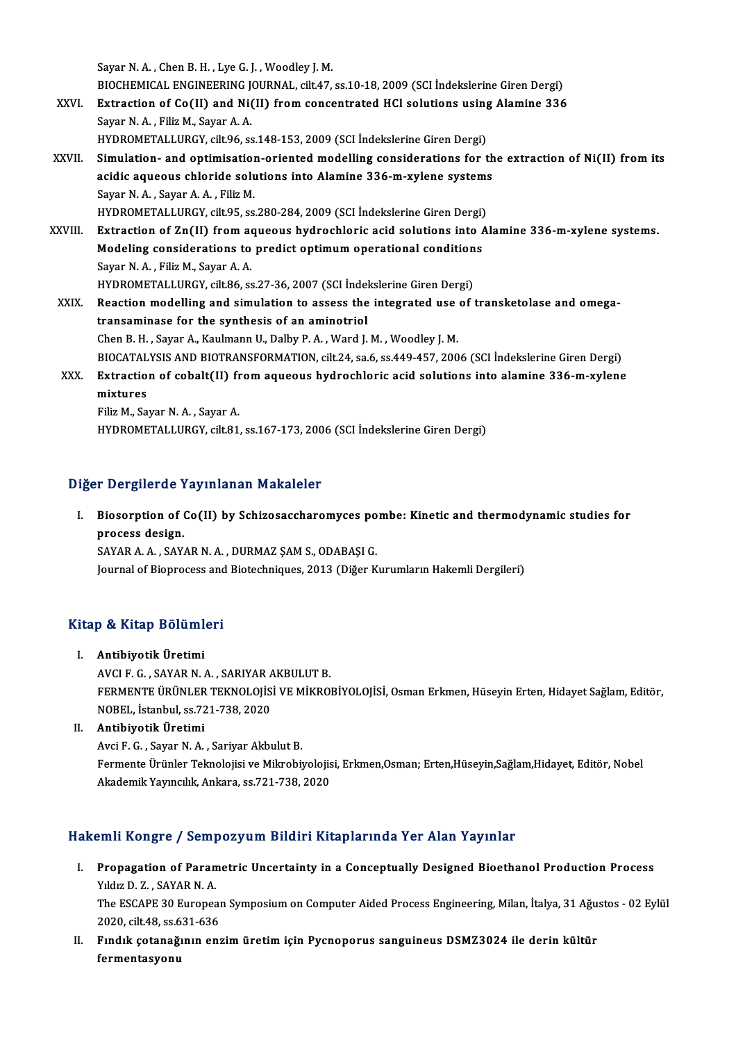Sayar N. A. , Chen B. H. , Lye G. J. , Woodley J. M.
BIOCHEMICAL ENGINEERING JOURNAL, cilt.47, ss.10-18, 2009 (SCI İndekslerine Giren Dergi)

XXVI. **Extraction of Co(II) and Ni(II) from concentrated HCl solutions using Alamine 336**
Sayar N. A. , Filiz M., Sayar A. A.
HYDROMETALLURGY, cilt.96, ss.148-153, 2009 (SCI İndekslerine Giren Dergi)

XXVII. **Simulation- and optimisation-oriented modelling considerations for the extraction of Ni(II) from its acidic aqueous chloride solutions into Alamine 336-m-xylene systems**
Sayar N. A. , Sayar A. A. , Filiz M.
HYDROMETALLURGY, cilt.95, ss.280-284, 2009 (SCI İndekslerine Giren Dergi)

XXVIII. **Extraction of Zn(II) from aqueous hydrochloric acid solutions into Alamine 336-m-xylene systems. Modeling considerations to predict optimum operational conditions**
Sayar N. A. , Filiz M., Sayar A. A.
HYDROMETALLURGY, cilt.86, ss.27-36, 2007 (SCI İndekslerine Giren Dergi)

XXIX. **Reaction modelling and simulation to assess the integrated use of transketolase and omega-transaminase for the synthesis of an aminotriol**
Chen B. H. , Sayar A., Kaulmann U., Dalby P. A. , Ward J. M. , Woodley J. M.
BIOCATALYSIS AND BIOTRANSFORMATION, cilt.24, sa.6, ss.449-457, 2006 (SCI İndekslerine Giren Dergi)

XXX. **Extraction of cobalt(II) from aqueous hydrochloric acid solutions into alamine 336-m-xylene mixtures**
Filiz M., Sayar N. A. , Sayar A.
HYDROMETALLURGY, cilt.81, ss.167-173, 2006 (SCI İndekslerine Giren Dergi)

## Diğer Dergilerde Yayınlanan Makaleler

I. **Biosorption of Co(II) by Schizosaccharomyces pombe: Kinetic and thermodynamic studies for process design.**
SAYAR A. A. , SAYAR N. A. , DURMAZ ŞAM S., ODABAŞI G.
Journal of Bioprocess and Biotechniques, 2013 (Diğer Kurumların Hakemli Dergileri)

## Kitap & Kitap Bölümleri

I. **Antibiyotik Üretimi**
AVCI F. G. , SAYAR N. A. , SARIYAR AKBULUT B.
FERMENTE ÜRÜNLER TEKNOLOJİSİ VE MİKROBİYOLOJİSİ, Osman Erkmen, Hüseyin Erten, Hidayet Sağlam, Editör, NOBEL, İstanbul, ss.721-738, 2020

II. **Antibiyotik Üretimi**
Avci F. G. , Sayar N. A. , Sariyar Akbulut B.
Fermente Ürünler Teknolojisi ve Mikrobiyolojisi, Erkmen,Osman; Erten,Hüseyin,Sağlam,Hidayet, Editör, Nobel Akademik Yayıncılık, Ankara, ss.721-738, 2020

## Hakemli Kongre / Sempozyum Bildiri Kitaplarında Yer Alan Yayınlar

I. **Propagation of Parametric Uncertainty in a Conceptually Designed Bioethanol Production Process**
Yıldız D. Z. , SAYAR N. A.
The ESCAPE 30 European Symposium on Computer Aided Process Engineering, Milan, İtalya, 31 Ağustos - 02 Eylül 2020, cilt.48, ss.631-636

II. **Fındık çotanağının enzim üretim için Pycnoporus sanguineus DSMZ3024 ile derin kültür fermentasyonu**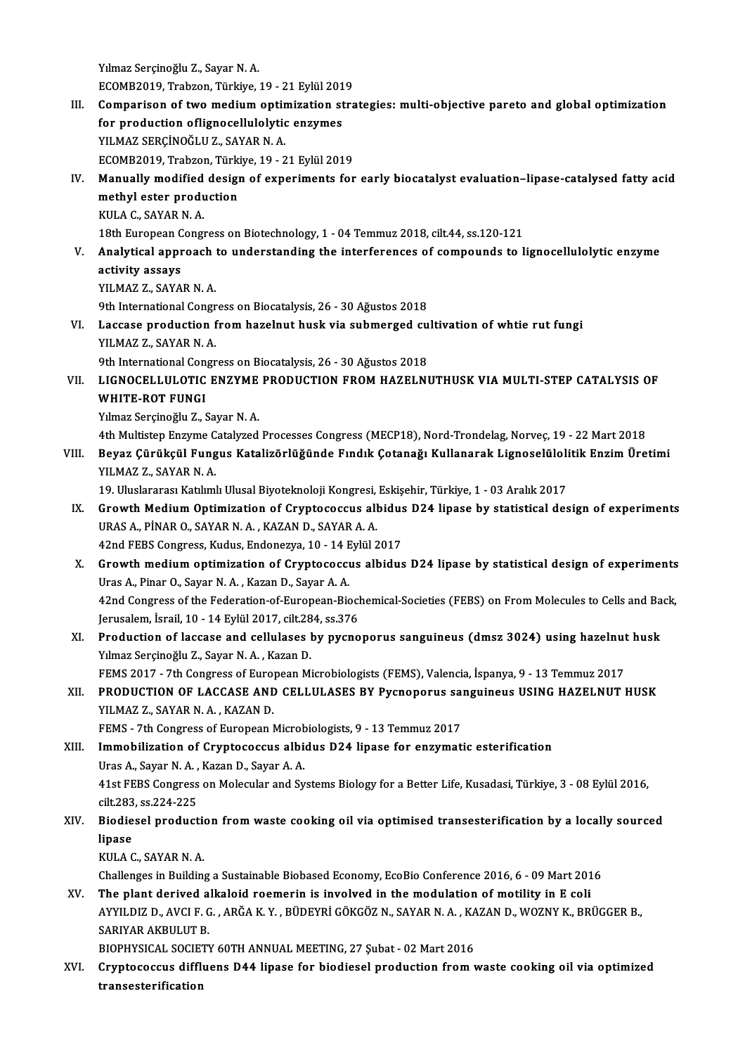Yılmaz Serçinoğlu Z., Sayar N. A.
ECOMB2019, Trabzon, Türkiye, 19 - 21 Eylül 2019

III. **Comparison of two medium optimization strategies: multi-objective pareto and global optimization for production oflignocellulolytic enzymes**
YILMAZ SERÇİNOĞLU Z., SAYAR N. A.
ECOMB2019, Trabzon, Türkiye, 19 - 21 Eylül 2019

IV. **Manually modified design of experiments for early biocatalyst evaluation–lipase-catalysed fatty acid methyl ester production**
KULA C., SAYAR N. A.
18th European Congress on Biotechnology, 1 - 04 Temmuz 2018, cilt.44, ss.120-121

V. **Analytical approach to understanding the interferences of compounds to lignocellulolytic enzyme activity assays**
YILMAZ Z., SAYAR N. A.
9th International Congress on Biocatalysis, 26 - 30 Ağustos 2018

VI. **Laccase production from hazelnut husk via submerged cultivation of whtie rut fungi**
YILMAZ Z., SAYAR N. A.
9th International Congress on Biocatalysis, 26 - 30 Ağustos 2018

VII. **LIGNOCELLULOTIC ENZYME PRODUCTION FROM HAZELNUTHUSK VIA MULTI-STEP CATALYSIS OF WHITE-ROT FUNGI**
Yılmaz Serçinoğlu Z., Sayar N. A.
4th Multistep Enzyme Catalyzed Processes Congress (MECP18), Nord-Trondelag, Norveç, 19 - 22 Mart 2018

VIII. **Beyaz Çürükçül Fungus Katalizörlüğünde Fındık Çotanağı Kullanarak Lignoselülolitik Enzim Üretimi**
YILMAZ Z., SAYAR N. A.
19. Uluslararası Katılımlı Ulusal Biyoteknoloji Kongresi, Eskişehir, Türkiye, 1 - 03 Aralık 2017

IX. **Growth Medium Optimization of Cryptococcus albidus D24 lipase by statistical design of experiments**
URAS A., PİNAR O., SAYAR N. A. , KAZAN D., SAYAR A. A.
42nd FEBS Congress, Kudus, Endonezya, 10 - 14 Eylül 2017

X. **Growth medium optimization of Cryptococcus albidus D24 lipase by statistical design of experiments**
Uras A., Pinar O., Sayar N. A. , Kazan D., Sayar A. A.
42nd Congress of the Federation-of-European-Biochemical-Societies (FEBS) on From Molecules to Cells and Back, Jerusalem, İsrail, 10 - 14 Eylül 2017, cilt.284, ss.376

XI. **Production of laccase and cellulases by pycnoporus sanguineus (dmsz 3024) using hazelnut husk**
Yılmaz Serçinoğlu Z., Sayar N. A. , Kazan D.
FEMS 2017 - 7th Congress of European Microbiologists (FEMS), Valencia, İspanya, 9 - 13 Temmuz 2017

XII. **PRODUCTION OF LACCASE AND CELLULASES BY Pycnoporus sanguineus USING HAZELNUT HUSK**
YILMAZ Z., SAYAR N. A. , KAZAN D.
FEMS - 7th Congress of European Microbiologists, 9 - 13 Temmuz 2017

XIII. **Immobilization of Cryptococcus albidus D24 lipase for enzymatic esterification**
Uras A., Sayar N. A. , Kazan D., Sayar A. A.
41st FEBS Congress on Molecular and Systems Biology for a Better Life, Kusadasi, Türkiye, 3 - 08 Eylül 2016, cilt.283, ss.224-225

XIV. **Biodiesel production from waste cooking oil via optimised transesterification by a locally sourced lipase**
KULA C., SAYAR N. A.
Challenges in Building a Sustainable Biobased Economy, EcoBio Conference 2016, 6 - 09 Mart 2016

XV. **The plant derived alkaloid roemerin is involved in the modulation of motility in E coli**
AYYILDIZ D., AVCI F. G. , ARĞA K. Y. , BÜDEYRİ GÖKGÖZ N., SAYAR N. A. , KAZAN D., WOZNY K., BRÜGGER B., SARIYAR AKBULUT B.
BIOPHYSICAL SOCIETY 60TH ANNUAL MEETING, 27 Şubat - 02 Mart 2016

XVI. **Cryptococcus diffluens D44 lipase for biodiesel production from waste cooking oil via optimized transesterification**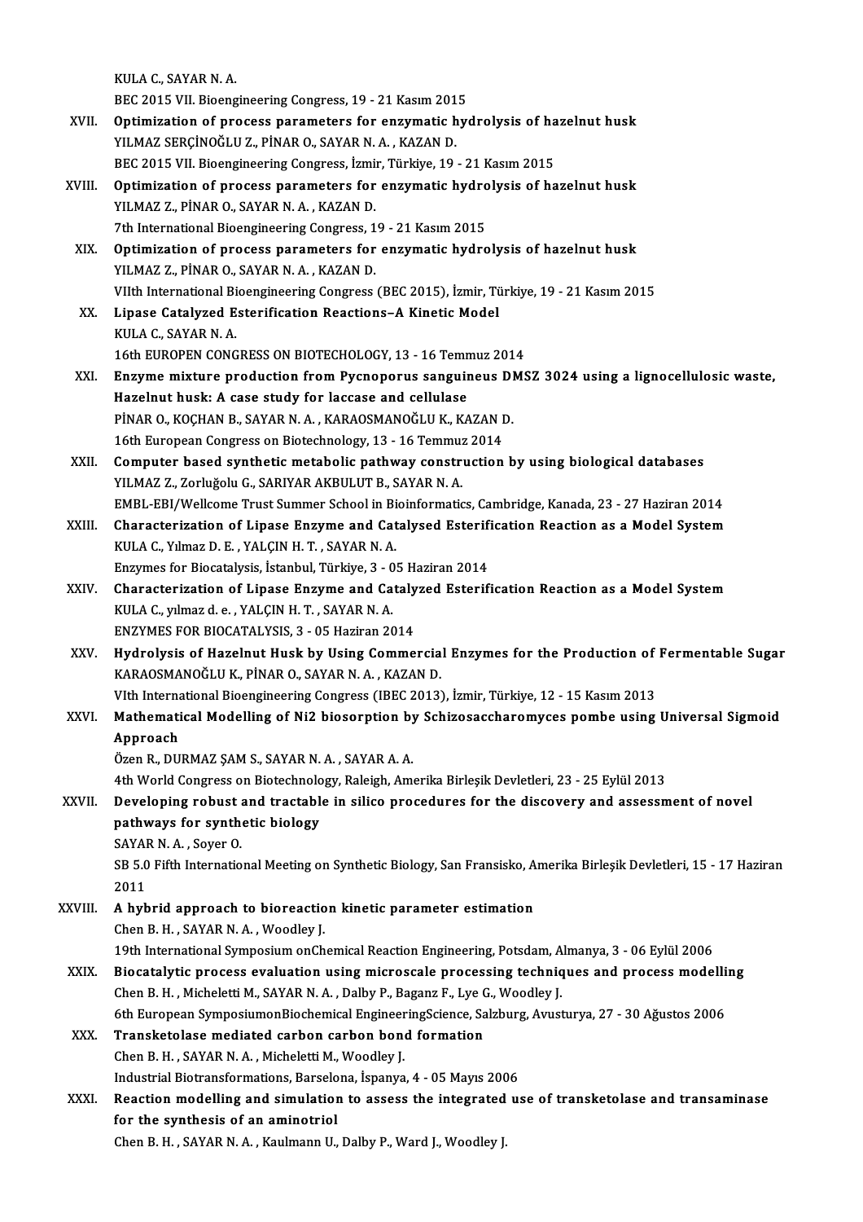KULA C., SAYAR N. A.
BEC 2015 VII. Bioengineering Congress, 19 - 21 Kasım 2015

XVII. **Optimization of process parameters for enzymatic hydrolysis of hazelnut husk**
YILMAZ SERÇİNOĞLU Z., PİNAR O., SAYAR N. A. , KAZAN D.
BEC 2015 VII. Bioengineering Congress, İzmir, Türkiye, 19 - 21 Kasım 2015

XVIII. **Optimization of process parameters for enzymatic hydrolysis of hazelnut husk**
YILMAZ Z., PİNAR O., SAYAR N. A. , KAZAN D.
7th International Bioengineering Congress, 19 - 21 Kasım 2015

XIX. **Optimization of process parameters for enzymatic hydrolysis of hazelnut husk**
YILMAZ Z., PİNAR O., SAYAR N. A. , KAZAN D.
VIIth International Bioengineering Congress (BEC 2015), İzmir, Türkiye, 19 - 21 Kasım 2015

XX. **Lipase Catalyzed Esterification Reactions–A Kinetic Model**
KULA C., SAYAR N. A.
16th EUROPEN CONGRESS ON BIOTECHOLOGY, 13 - 16 Temmuz 2014

XXI. **Enzyme mixture production from Pycnoporus sanguineus DMSZ 3024 using a lignocellulosic waste, Hazelnut husk: A case study for laccase and cellulase**
PİNAR O., KOÇHAN B., SAYAR N. A. , KARAOSMANOĞLU K., KAZAN D.
16th European Congress on Biotechnology, 13 - 16 Temmuz 2014

XXII. **Computer based synthetic metabolic pathway construction by using biological databases**
YILMAZ Z., Zorluğolu G., SARIYAR AKBULUT B., SAYAR N. A.
EMBL-EBI/Wellcome Trust Summer School in Bioinformatics, Cambridge, Kanada, 23 - 27 Haziran 2014

XXIII. **Characterization of Lipase Enzyme and Catalysed Esterification Reaction as a Model System**
KULA C., Yılmaz D. E. , YALÇIN H. T. , SAYAR N. A.
Enzymes for Biocatalysis, İstanbul, Türkiye, 3 - 05 Haziran 2014

XXIV. **Characterization of Lipase Enzyme and Catalyzed Esterification Reaction as a Model System**
KULA C., yılmaz d. e. , YALÇIN H. T. , SAYAR N. A.
ENZYMES FOR BIOCATALYSIS, 3 - 05 Haziran 2014

XXV. **Hydrolysis of Hazelnut Husk by Using Commercial Enzymes for the Production of Fermentable Sugar**
KARAOSMANOĞLU K., PİNAR O., SAYAR N. A. , KAZAN D.
VIth International Bioengineering Congress (IBEC 2013), İzmir, Türkiye, 12 - 15 Kasım 2013

XXVI. **Mathematical Modelling of Ni2 biosorption by Schizosaccharomyces pombe using Universal Sigmoid Approach**
Özen R., DURMAZ ŞAM S., SAYAR N. A. , SAYAR A. A.
4th World Congress on Biotechnology, Raleigh, Amerika Birleşik Devletleri, 23 - 25 Eylül 2013

XXVII. **Developing robust and tractable in silico procedures for the discovery and assessment of novel pathways for synthetic biology**
SAYAR N. A. , Soyer O.
SB 5.0 Fifth International Meeting on Synthetic Biology, San Fransisko, Amerika Birleşik Devletleri, 15 - 17 Haziran 2011

XXVIII. **A hybrid approach to bioreaction kinetic parameter estimation**
Chen B. H. , SAYAR N. A. , Woodley J.
19th International Symposium onChemical Reaction Engineering, Potsdam, Almanya, 3 - 06 Eylül 2006

XXIX. **Biocatalytic process evaluation using microscale processing techniques and process modelling**
Chen B. H. , Micheletti M., SAYAR N. A. , Dalby P., Baganz F., Lye G., Woodley J.
6th European SymposiumonBiochemical EngineeringScience, Salzburg, Avusturya, 27 - 30 Ağustos 2006

XXX. **Transketolase mediated carbon carbon bond formation**
Chen B. H. , SAYAR N. A. , Micheletti M., Woodley J.
Industrial Biotransformations, Barselona, İspanya, 4 - 05 Mayıs 2006

XXXI. **Reaction modelling and simulation to assess the integrated use of transketolase and transaminase for the synthesis of an aminotriol**
Chen B. H. , SAYAR N. A. , Kaulmann U., Dalby P., Ward J., Woodley J.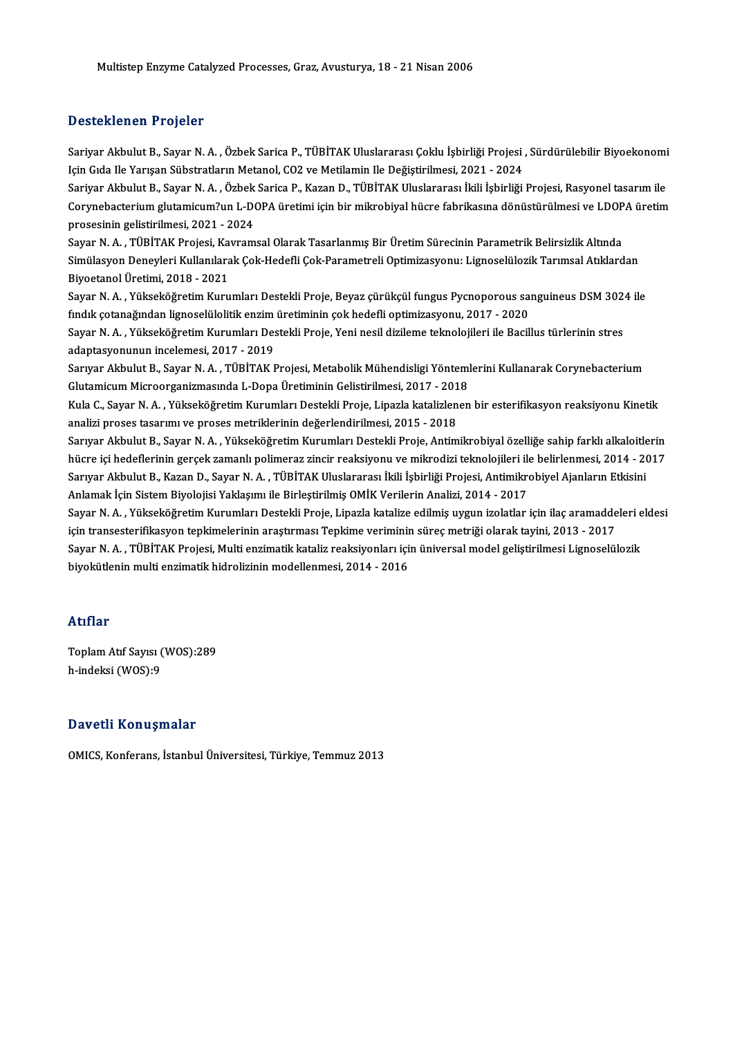Multistep Enzyme Catalyzed Processes, Graz, Avusturya, 18 - 21 Nisan 2006

## Desteklenen Projeler

Sariyar Akbulut B., Sayar N. A. , Özbek Sarica P., TÜBİTAK Uluslararası Çoklu İşbirliği Projesi , Sürdürülebilir Biyoekonomi Için Gıda Ile Yarışan Sübstratların Metanol, CO2 ve Metilamin Ile Değiştirilmesi, 2021 - 2024

Sariyar Akbulut B., Sayar N. A. , Özbek Sarica P., Kazan D., TÜBİTAK Uluslararası İkili İşbirliği Projesi, Rasyonel tasarım ile Corynebacterium glutamicum?un L-DOPA üretimi için bir mikrobiyal hücre fabrikasına dönüstürülmesi ve LDOPA üretim prosesinin gelistirilmesi, 2021 - 2024

Sayar N. A. , TÜBİTAK Projesi, Kavramsal Olarak Tasarlanmış Bir Üretim Sürecinin Parametrik Belirsizlik Altında Simülasyon Deneyleri Kullanılarak Çok-Hedefli Çok-Parametreli Optimizasyonu: Lignoselülozik Tarımsal Atıklardan Biyoetanol Üretimi, 2018 - 2021

Sayar N. A. , Yükseköğretim Kurumları Destekli Proje, Beyaz çürükçül fungus Pycnoporous sanguineus DSM 3024 ile fındık çotanağından lignoselülolitik enzim üretiminin çok hedefli optimizasyonu, 2017 - 2020

Sayar N. A. , Yükseköğretim Kurumları Destekli Proje, Yeni nesil dizileme teknolojileri ile Bacillus türlerinin stres adaptasyonunun incelemesi, 2017 - 2019

Sarıyar Akbulut B., Sayar N. A. , TÜBİTAK Projesi, Metabolik Mühendisligi Yöntemlerini Kullanarak Corynebacterium Glutamicum Microorganizmasında L-Dopa Üretiminin Gelistirilmesi, 2017 - 2018

Kula C., Sayar N. A. , Yükseköğretim Kurumları Destekli Proje, Lipazla katalizlenen bir esterifikasyon reaksiyonu Kinetik analizi proses tasarımı ve proses metriklerinin değerlendirilmesi, 2015 - 2018

Sarıyar Akbulut B., Sayar N. A. , Yükseköğretim Kurumları Destekli Proje, Antimikrobiyal özelliğe sahip farklı alkaloitlerin hücre içi hedeflerinin gerçek zamanlı polimeraz zincir reaksiyonu ve mikrodizi teknolojileri ile belirlenmesi, 2014 - 2017

Sarıyar Akbulut B., Kazan D., Sayar N. A. , TÜBİTAK Uluslararası İkili İşbirliği Projesi, Antimikrobiyel Ajanların Etkisini Anlamak İçin Sistem Biyolojisi Yaklaşımı ile Birleştirilmiş OMİK Verilerin Analizi, 2014 - 2017

Sayar N. A. , Yükseköğretim Kurumları Destekli Proje, Lipazla katalize edilmiş uygun izolatlar için ilaç aramaddeleri eldesi için transesterifikasyon tepkimelerinin araştırması Tepkime veriminin süreç metriği olarak tayini, 2013 - 2017

Sayar N. A. , TÜBİTAK Projesi, Multi enzimatik kataliz reaksiyonları için üniversal model geliştirilmesi Lignoselülozik biyokütlenin multi enzimatik hidrolizinin modellenmesi, 2014 - 2016

## Atıflar

Toplam Atıf Sayısı (WOS):289
h-indeksi (WOS):9

## Davetli Konuşmalar

OMICS, Konferans, İstanbul Üniversitesi, Türkiye, Temmuz 2013